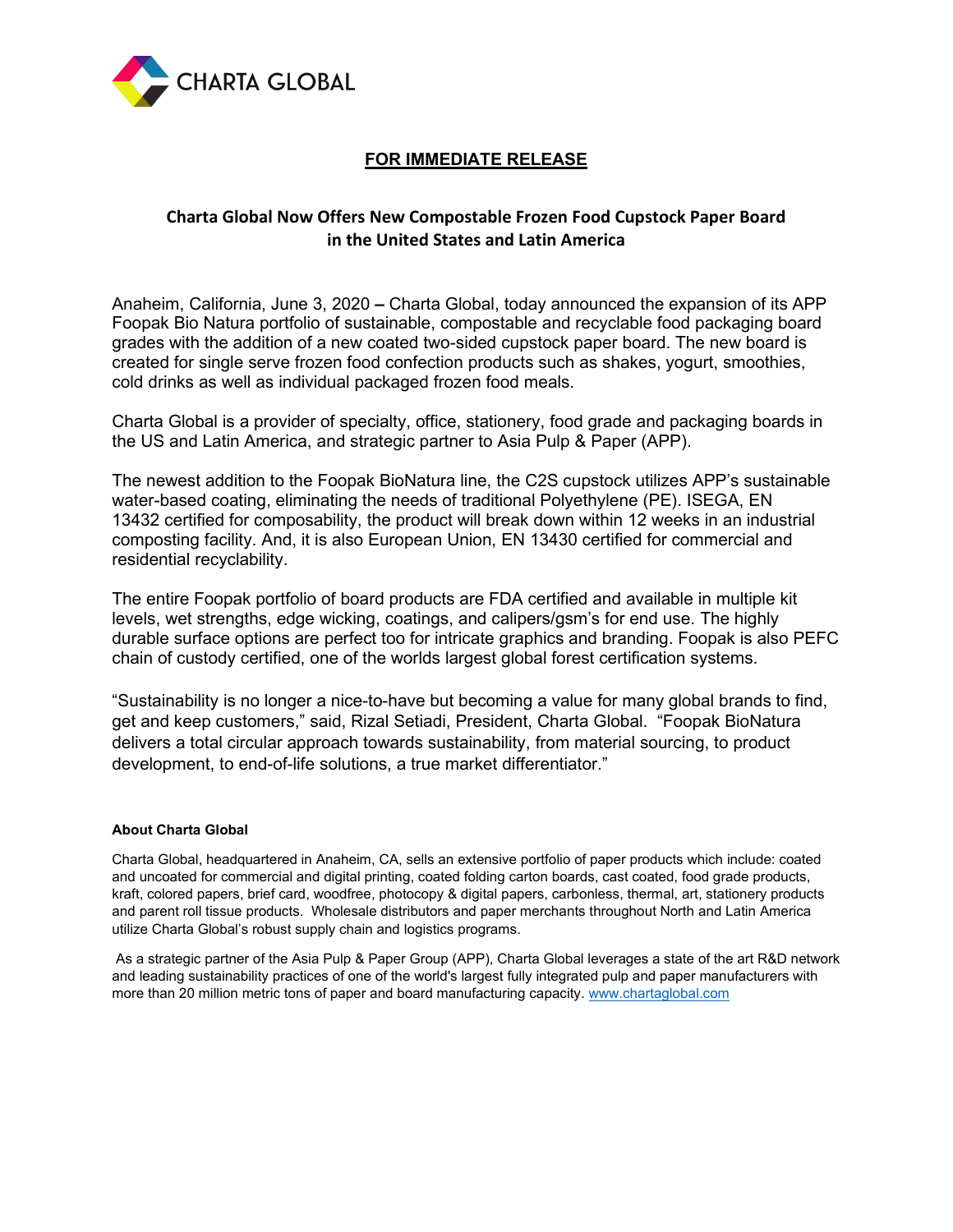CHARTA GLOBAL

**FOR IMMEDIATE RELEASE**

## Charta Global Now Offers New Compostable Frozen Food Cupstock Paper Board in the United States and Latin America

Anaheim, California, June 3, 2020 **–** Charta Global, today announced the expansion of its APP Foopak Bio Natura portfolio of sustainable, compostable and recyclable food packaging board grades with the addition of a new coated two-sided cupstock paper board. The new board is created for single serve frozen food confection products such as shakes, yogurt, smoothies, cold drinks as well as individual packaged frozen food meals.

Charta Global is a provider of specialty, office, stationery, food grade and packaging boards in the US and Latin America, and strategic partner to Asia Pulp & Paper (APP).

The newest addition to the Foopak BioNatura line, the C2S cupstock utilizes APP's sustainable water-based coating, eliminating the needs of traditional Polyethylene (PE). ISEGA, EN 13432 certified for composability, the product will break down within 12 weeks in an industrial composting facility. And, it is also European Union, EN 13430 certified for commercial and residential recyclability.

The entire Foopak portfolio of board products are FDA certified and available in multiple kit levels, wet strengths, edge wicking, coatings, and calipers/gsm's for end use. The highly durable surface options are perfect too for intricate graphics and branding. Foopak is also PEFC chain of custody certified, one of the worlds largest global forest certification systems.

"Sustainability is no longer a nice-to-have but becoming a value for many global brands to find, get and keep customers," said, Rizal Setiadi, President, Charta Global. "Foopak BioNatura delivers a total circular approach towards sustainability, from material sourcing, to product development, to end-of-life solutions, a true market differentiator."

**About Charta Global**

Charta Global, headquartered in Anaheim, CA, sells an extensive portfolio of paper products which include: coated and uncoated for commercial and digital printing, coated folding carton boards, cast coated, food grade products, kraft, colored papers, brief card, woodfree, photocopy & digital papers, carbonless, thermal, art, stationery products and parent roll tissue products. Wholesale distributors and paper merchants throughout North and Latin America utilize Charta Global's robust supply chain and logistics programs.

As a strategic partner of the Asia Pulp & Paper Group (APP), Charta Global leverages a state of the art R&D network and leading sustainability practices of one of the world's largest fully integrated pulp and paper manufacturers with more than 20 million metric tons of paper and board manufacturing capacity. www.chartaglobal.com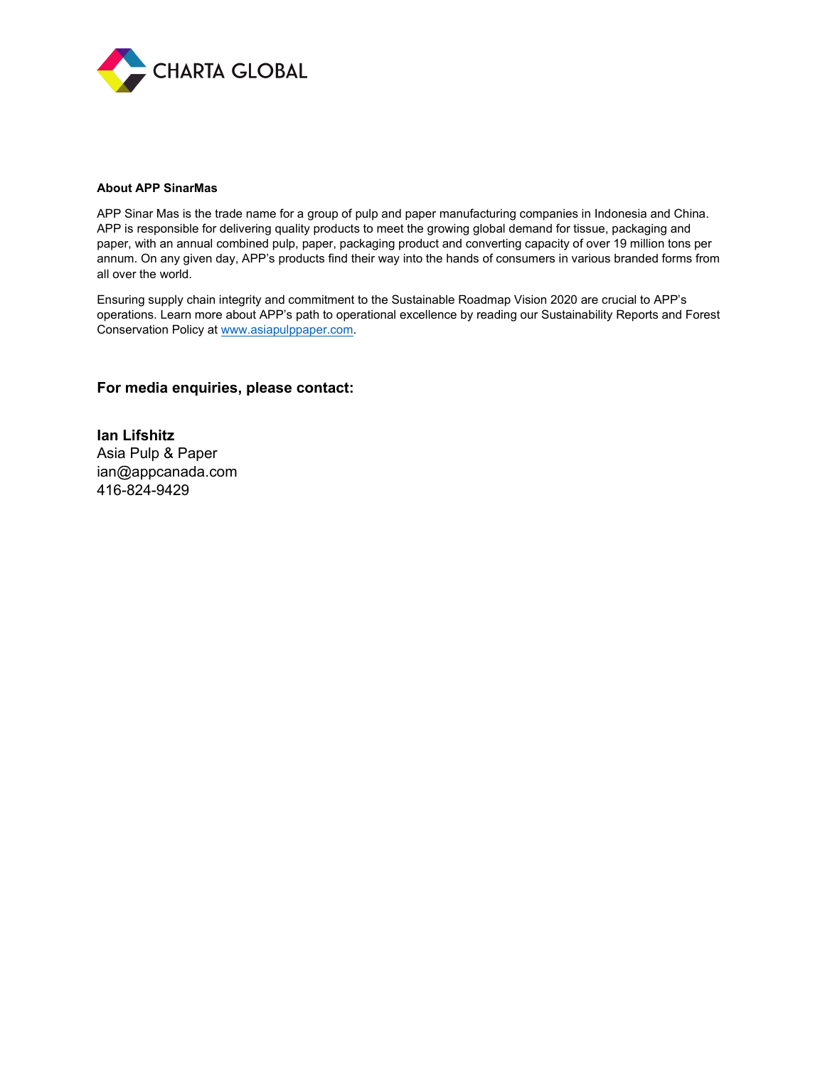CHARTA GLOBAL

**About APP SinarMas**

APP Sinar Mas is the trade name for a group of pulp and paper manufacturing companies in Indonesia and China. APP is responsible for delivering quality products to meet the growing global demand for tissue, packaging and paper, with an annual combined pulp, paper, packaging product and converting capacity of over 19 million tons per annum. On any given day, APP's products find their way into the hands of consumers in various branded forms from all over the world.

Ensuring supply chain integrity and commitment to the Sustainable Roadmap Vision 2020 are crucial to APP's operations. Learn more about APP's path to operational excellence by reading our Sustainability Reports and Forest Conservation Policy at www.asiapulppaper.com.

### For media enquiries, please contact:

**Ian Lifshitz**
Asia Pulp & Paper
ian@appcanada.com
416-824-9429